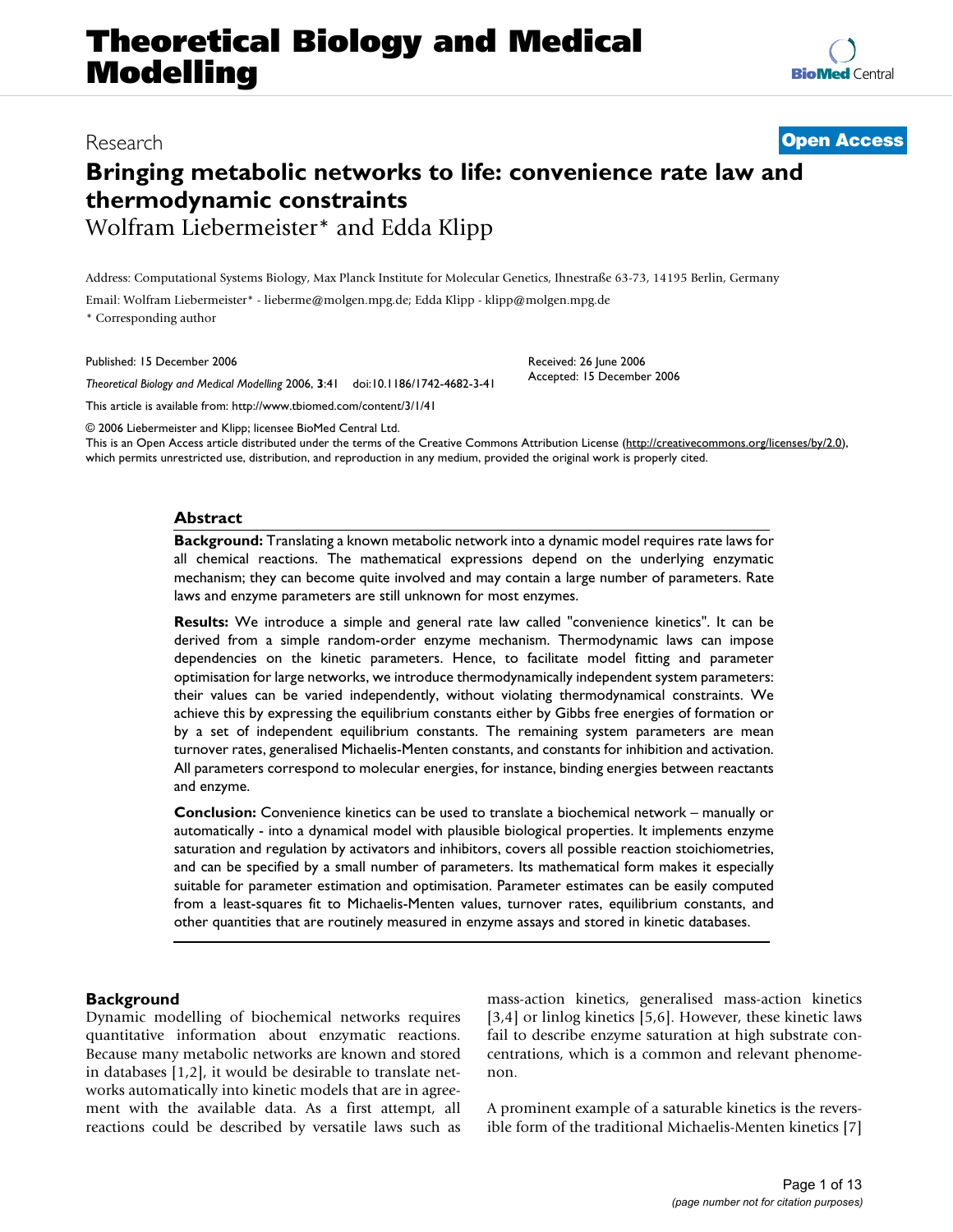Research **Open Access**

# Bringing metabolic networks to life: convenience rate law and thermodynamic constraints

Wolfram Liebermeister* and Edda Klipp

Address: Computational Systems Biology, Max Planck Institute for Molecular Genetics, Ihnestraße 63-73, 14195 Berlin, Germany

Email: Wolfram Liebermeister* - lieberme@molgen.mpg.de; Edda Klipp - klipp@molgen.mpg.de

* Corresponding author

Published: 15 December 2006

*Theoretical Biology and Medical Modelling* 2006, **3**:41 doi:10.1186/1742-4682-3-41

Received: 26 June 2006
Accepted: 15 December 2006

This article is available from: http://www.tbiomed.com/content/3/1/41

© 2006 Liebermeister and Klipp; licensee BioMed Central Ltd.
This is an Open Access article distributed under the terms of the Creative Commons Attribution License (http://creativecommons.org/licenses/by/2.0), which permits unrestricted use, distribution, and reproduction in any medium, provided the original work is properly cited.

## Abstract

**Background:** Translating a known metabolic network into a dynamic model requires rate laws for all chemical reactions. The mathematical expressions depend on the underlying enzymatic mechanism; they can become quite involved and may contain a large number of parameters. Rate laws and enzyme parameters are still unknown for most enzymes.

**Results:** We introduce a simple and general rate law called "convenience kinetics". It can be derived from a simple random-order enzyme mechanism. Thermodynamic laws can impose dependencies on the kinetic parameters. Hence, to facilitate model fitting and parameter optimisation for large networks, we introduce thermodynamically independent system parameters: their values can be varied independently, without violating thermodynamical constraints. We achieve this by expressing the equilibrium constants either by Gibbs free energies of formation or by a set of independent equilibrium constants. The remaining system parameters are mean turnover rates, generalised Michaelis-Menten constants, and constants for inhibition and activation. All parameters correspond to molecular energies, for instance, binding energies between reactants and enzyme.

**Conclusion:** Convenience kinetics can be used to translate a biochemical network – manually or automatically - into a dynamical model with plausible biological properties. It implements enzyme saturation and regulation by activators and inhibitors, covers all possible reaction stoichiometries, and can be specified by a small number of parameters. Its mathematical form makes it especially suitable for parameter estimation and optimisation. Parameter estimates can be easily computed from a least-squares fit to Michaelis-Menten values, turnover rates, equilibrium constants, and other quantities that are routinely measured in enzyme assays and stored in kinetic databases.

## Background

Dynamic modelling of biochemical networks requires quantitative information about enzymatic reactions. Because many metabolic networks are known and stored in databases [1,2], it would be desirable to translate networks automatically into kinetic models that are in agreement with the available data. As a first attempt, all reactions could be described by versatile laws such as mass-action kinetics, generalised mass-action kinetics [3,4] or linlog kinetics [5,6]. However, these kinetic laws fail to describe enzyme saturation at high substrate concentrations, which is a common and relevant phenomenon.

A prominent example of a saturable kinetics is the reversible form of the traditional Michaelis-Menten kinetics [7]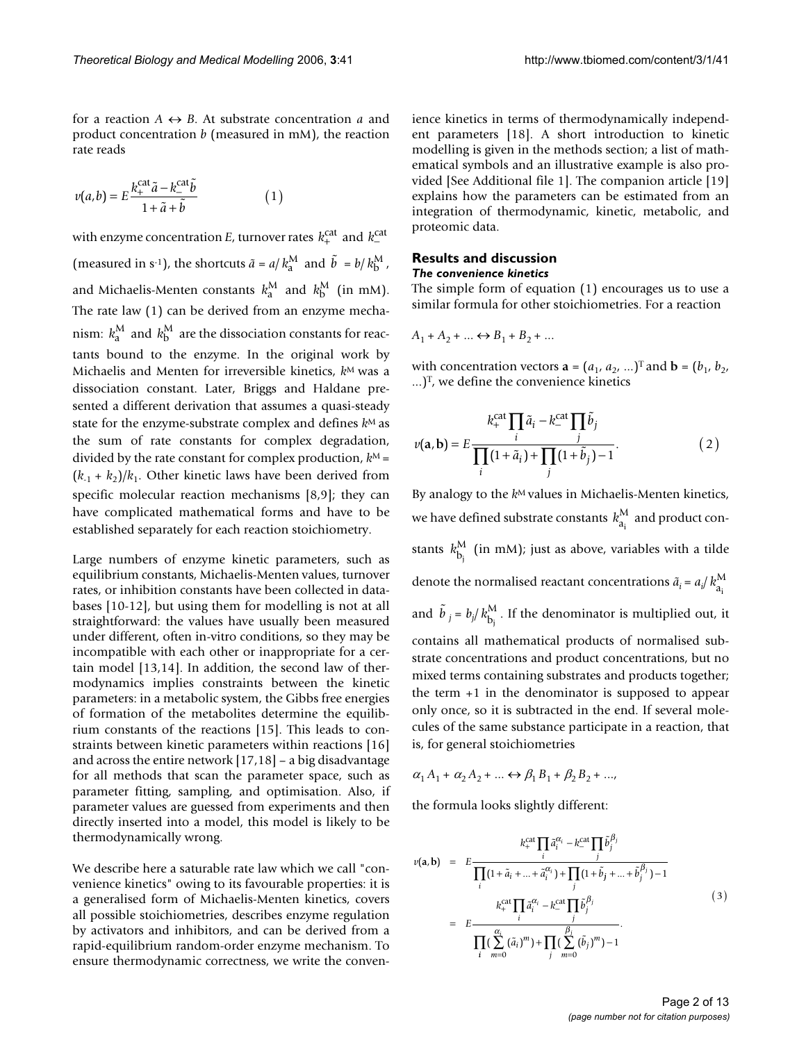for a reaction $A \leftrightarrow B$. At substrate concentration $a$ and product concentration $b$ (measured in mM), the reaction rate reads

$$v(a,b) = E\frac{k_+^{\text{cat}}\tilde{a} - k_-^{\text{cat}}\tilde{b}}{1 + \tilde{a} + \tilde{b}} \qquad (1)$$

with enzyme concentration $E$, turnover rates $k_+^{\text{cat}}$ and $k_-^{\text{cat}}$ (measured in $s^{-1}$), the shortcuts $\tilde{a} = a/k_{\text{a}}^{\text{M}}$ and $\tilde{b} = b/k_{\text{b}}^{\text{M}}$, and Michaelis-Menten constants $k_{\text{a}}^{\text{M}}$ and $k_{\text{b}}^{\text{M}}$ (in mM). The rate law (1) can be derived from an enzyme mechanism: $k_{\text{a}}^{\text{M}}$ and $k_{\text{b}}^{\text{M}}$ are the dissociation constants for reactants bound to the enzyme. In the original work by Michaelis and Menten for irreversible kinetics, $k^{\text{M}}$ was a dissociation constant. Later, Briggs and Haldane presented a different derivation that assumes a quasi-steady state for the enzyme-substrate complex and defines $k^{\text{M}}$ as the sum of rate constants for complex degradation, divided by the rate constant for complex production, $k^{\text{M}} = (k_{-1} + k_2)/k_1$. Other kinetic laws have been derived from specific molecular reaction mechanisms [8,9]; they can have complicated mathematical forms and have to be established separately for each reaction stoichiometry.

Large numbers of enzyme kinetic parameters, such as equilibrium constants, Michaelis-Menten values, turnover rates, or inhibition constants have been collected in databases [10-12], but using them for modelling is not at all straightforward: the values have usually been measured under different, often in-vitro conditions, so they may be incompatible with each other or inappropriate for a certain model [13,14]. In addition, the second law of thermodynamics implies constraints between the kinetic parameters: in a metabolic system, the Gibbs free energies of formation of the metabolites determine the equilibrium constants of the reactions [15]. This leads to constraints between kinetic parameters within reactions [16] and across the entire network [17,18] – a big disadvantage for all methods that scan the parameter space, such as parameter fitting, sampling, and optimisation. Also, if parameter values are guessed from experiments and then directly inserted into a model, this model is likely to be thermodynamically wrong.

We describe here a saturable rate law which we call "convenience kinetics" owing to its favourable properties: it is a generalised form of Michaelis-Menten kinetics, covers all possible stoichiometries, describes enzyme regulation by activators and inhibitors, and can be derived from a rapid-equilibrium random-order enzyme mechanism. To ensure thermodynamic correctness, we write the convenience kinetics in terms of thermodynamically independent parameters [18]. A short introduction to kinetic modelling is given in the methods section; a list of mathematical symbols and an illustrative example is also provided [See Additional file 1]. The companion article [19] explains how the parameters can be estimated from an integration of thermodynamic, kinetic, metabolic, and proteomic data.

## Results and discussion

### The convenience kinetics

The simple form of equation (1) encourages us to use a similar formula for other stoichiometries. For a reaction

$$A_1 + A_2 + \ldots \leftrightarrow B_1 + B_2 + \ldots$$

with concentration vectors $\mathbf{a} = (a_1, a_2, \ldots)^{\text{T}}$ and $\mathbf{b} = (b_1, b_2, \ldots)^{\text{T}}$, we define the convenience kinetics

$$v(\mathbf{a},\mathbf{b}) = E\frac{k_+^{\text{cat}}\prod_i \tilde{a}_i - k_-^{\text{cat}}\prod_j \tilde{b}_j}{\prod_i (1+\tilde{a}_i) + \prod_j (1+\tilde{b}_j) - 1}. \qquad (2)$$

By analogy to the $k^{\text{M}}$ values in Michaelis-Menten kinetics, we have defined substrate constants $k_{\text{a}_i}^{\text{M}}$ and product constants $k_{\text{b}_j}^{\text{M}}$ (in mM); just as above, variables with a tilde denote the normalised reactant concentrations $\tilde{a}_i = a_i/k_{\text{a}_i}^{\text{M}}$ and $\tilde{b}_j = b_j/k_{\text{b}_j}^{\text{M}}$. If the denominator is multiplied out, it contains all mathematical products of normalised substrate concentrations and product concentrations, but no mixed terms containing substrates and products together; the term +1 in the denominator is supposed to appear only once, so it is subtracted in the end. If several molecules of the same substance participate in a reaction, that is, for general stoichiometries

$$\alpha_1 A_1 + \alpha_2 A_2 + \ldots \leftrightarrow \beta_1 B_1 + \beta_2 B_2 + \ldots,$$

the formula looks slightly different:

$$\begin{aligned} v(\mathbf{a},\mathbf{b}) &= E\frac{k_+^{\text{cat}}\prod_i \tilde{a}_i^{\alpha_i} - k_-^{\text{cat}}\prod_j \tilde{b}_j^{\beta_j}}{\prod_i (1+\tilde{a}_i+\ldots+\tilde{a}_i^{\alpha_i}) + \prod_j (1+\tilde{b}_j+\ldots+\tilde{b}_j^{\beta_j}) - 1} \\ &= E\frac{k_+^{\text{cat}}\prod_i \tilde{a}_i^{\alpha_i} - k_-^{\text{cat}}\prod_j \tilde{b}_j^{\beta_j}}{\prod_i (\sum_{m=0}^{\alpha_i} (\tilde{a}_i)^m) + \prod_j (\sum_{m=0}^{\beta_j} (\tilde{b}_j)^m) - 1}. \end{aligned} \qquad (3)$$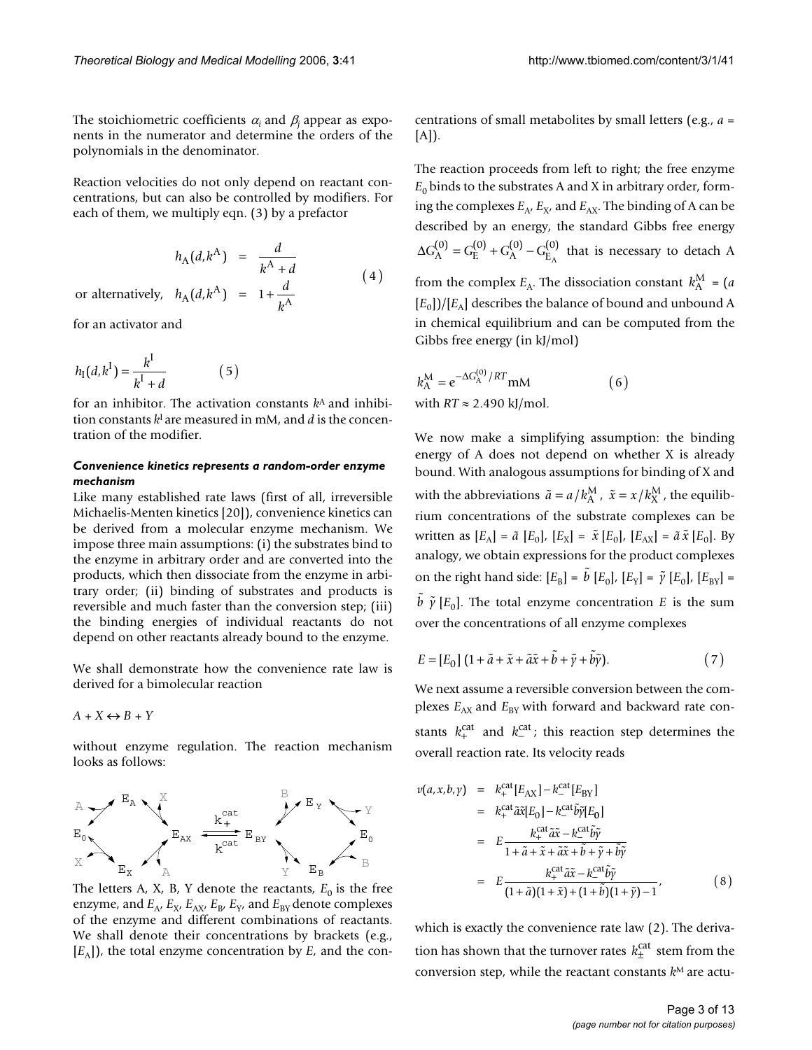The stoichiometric coefficients $\alpha_i$ and $\beta_j$ appear as exponents in the numerator and determine the orders of the polynomials in the denominator.

Reaction velocities do not only depend on reactant concentrations, but can also be controlled by modifiers. For each of them, we multiply eqn. (3) by a prefactor

$$
\begin{aligned}
h_{\mathrm{A}}(d,k^{\mathrm{A}}) &= \frac{d}{k^{\mathrm{A}}+d} \\
\text{or alternatively,} \quad h_{\mathrm{A}}(d,k^{\mathrm{A}}) &= 1+\frac{d}{k^{\mathrm{A}}}
\end{aligned}
\qquad (4)
$$

for an activator and

$$
h_{\mathrm{I}}(d,k^{\mathrm{I}}) = \frac{k^{\mathrm{I}}}{k^{\mathrm{I}}+d} \qquad (5)
$$

for an inhibitor. The activation constants $k^{\mathrm{A}}$ and inhibition constants $k^{\mathrm{I}}$ are measured in mM, and $d$ is the concentration of the modifier.

#### *Convenience kinetics represents a random-order enzyme mechanism*

Like many established rate laws (first of all, irreversible Michaelis-Menten kinetics [20]), convenience kinetics can be derived from a molecular enzyme mechanism. We impose three main assumptions: (i) the substrates bind to the enzyme in arbitrary order and are converted into the products, which then dissociate from the enzyme in arbitrary order; (ii) binding of substrates and products is reversible and much faster than the conversion step; (iii) the binding energies of individual reactants do not depend on other reactants already bound to the enzyme.

We shall demonstrate how the convenience rate law is derived for a bimolecular reaction

$A + X \leftrightarrow B + Y$

without enzyme regulation. The reaction mechanism looks as follows:

A E_A X B E_Y Y
E_0 E_AX $k_+^{cat}$ $k_-^{cat}$ E_BY E_0
X E_X A Y E_B B

The letters A, X, B, Y denote the reactants, $E_0$ is the free enzyme, and $E_{\mathrm{A}}$, $E_{\mathrm{X}}$, $E_{\mathrm{AX}}$, $E_{\mathrm{B}}$, $E_{\mathrm{Y}}$, and $E_{\mathrm{BY}}$ denote complexes of the enzyme and different combinations of reactants. We shall denote their concentrations by brackets (e.g., $[E_{\mathrm{A}}]$), the total enzyme concentration by $E$, and the concentrations of small metabolites by small letters (e.g., $a = [\mathrm{A}]$).

The reaction proceeds from left to right; the free enzyme $E_0$ binds to the substrates A and X in arbitrary order, forming the complexes $E_{\mathrm{A}}$, $E_{\mathrm{X}}$, and $E_{\mathrm{AX}}$. The binding of A can be described by an energy, the standard Gibbs free energy $\Delta G_{\mathrm{A}}^{(0)} = G_{\mathrm{E}}^{(0)} + G_{\mathrm{A}}^{(0)} - G_{\mathrm{E_A}}^{(0)}$ that is necessary to detach A from the complex $E_{\mathrm{A}}$. The dissociation constant $k_{\mathrm{A}}^{\mathrm{M}} = (a\,[E_0])/[E_{\mathrm{A}}]$ describes the balance of bound and unbound A in chemical equilibrium and can be computed from the Gibbs free energy (in kJ/mol)

$$
k_{\mathrm{A}}^{\mathrm{M}} = \mathrm{e}^{-\Delta G_{\mathrm{A}}^{(0)}/RT}\,\mathrm{mM} \qquad (6)
$$

with $RT \approx 2.490$ kJ/mol.

We now make a simplifying assumption: the binding energy of A does not depend on whether X is already bound. With analogous assumptions for binding of X and with the abbreviations $\tilde{a} = a/k_{\mathrm{A}}^{\mathrm{M}}$, $\tilde{x} = x/k_{\mathrm{X}}^{\mathrm{M}}$, the equilibrium concentrations of the substrate complexes can be written as $[E_{\mathrm{A}}] = \tilde{a}\,[E_0]$, $[E_{\mathrm{X}}] = \tilde{x}\,[E_0]$, $[E_{\mathrm{AX}}] = \tilde{a}\,\tilde{x}\,[E_0]$. By analogy, we obtain expressions for the product complexes on the right hand side: $[E_{\mathrm{B}}] = \tilde{b}\,[E_0]$, $[E_{\mathrm{Y}}] = \tilde{y}\,[E_0]$, $[E_{\mathrm{BY}}] = \tilde{b}\,\tilde{y}\,[E_0]$. The total enzyme concentration $E$ is the sum over the concentrations of all enzyme complexes

$$
E = [E_0]\,(1 + \tilde{a} + \tilde{x} + \tilde{a}\tilde{x} + \tilde{b} + \tilde{y} + \tilde{b}\tilde{y}). \qquad (7)
$$

We next assume a reversible conversion between the complexes $E_{\mathrm{AX}}$ and $E_{\mathrm{BY}}$ with forward and backward rate constants $k_+^{\mathrm{cat}}$ and $k_-^{\mathrm{cat}}$; this reaction step determines the overall reaction rate. Its velocity reads

$$
\begin{aligned}
v(a,x,b,y) &= k_+^{\mathrm{cat}}[E_{\mathrm{AX}}] - k_-^{\mathrm{cat}}[E_{\mathrm{BY}}] \\
&= k_+^{\mathrm{cat}}\tilde{a}\tilde{x}[E_0] - k_-^{\mathrm{cat}}\tilde{b}\tilde{y}[E_0] \\
&= E\,\frac{k_+^{\mathrm{cat}}\tilde{a}\tilde{x} - k_-^{\mathrm{cat}}\tilde{b}\tilde{y}}{1 + \tilde{a} + \tilde{x} + \tilde{a}\tilde{x} + \tilde{b} + \tilde{y} + \tilde{b}\tilde{y}} \\
&= E\,\frac{k_+^{\mathrm{cat}}\tilde{a}\tilde{x} - k_-^{\mathrm{cat}}\tilde{b}\tilde{y}}{(1+\tilde{a})(1+\tilde{x}) + (1+\tilde{b})(1+\tilde{y}) - 1},
\end{aligned}
\qquad (8)
$$

which is exactly the convenience rate law (2). The derivation has shown that the turnover rates $k_\pm^{\mathrm{cat}}$ stem from the conversion step, while the reactant constants $k^{\mathrm{M}}$ are actu-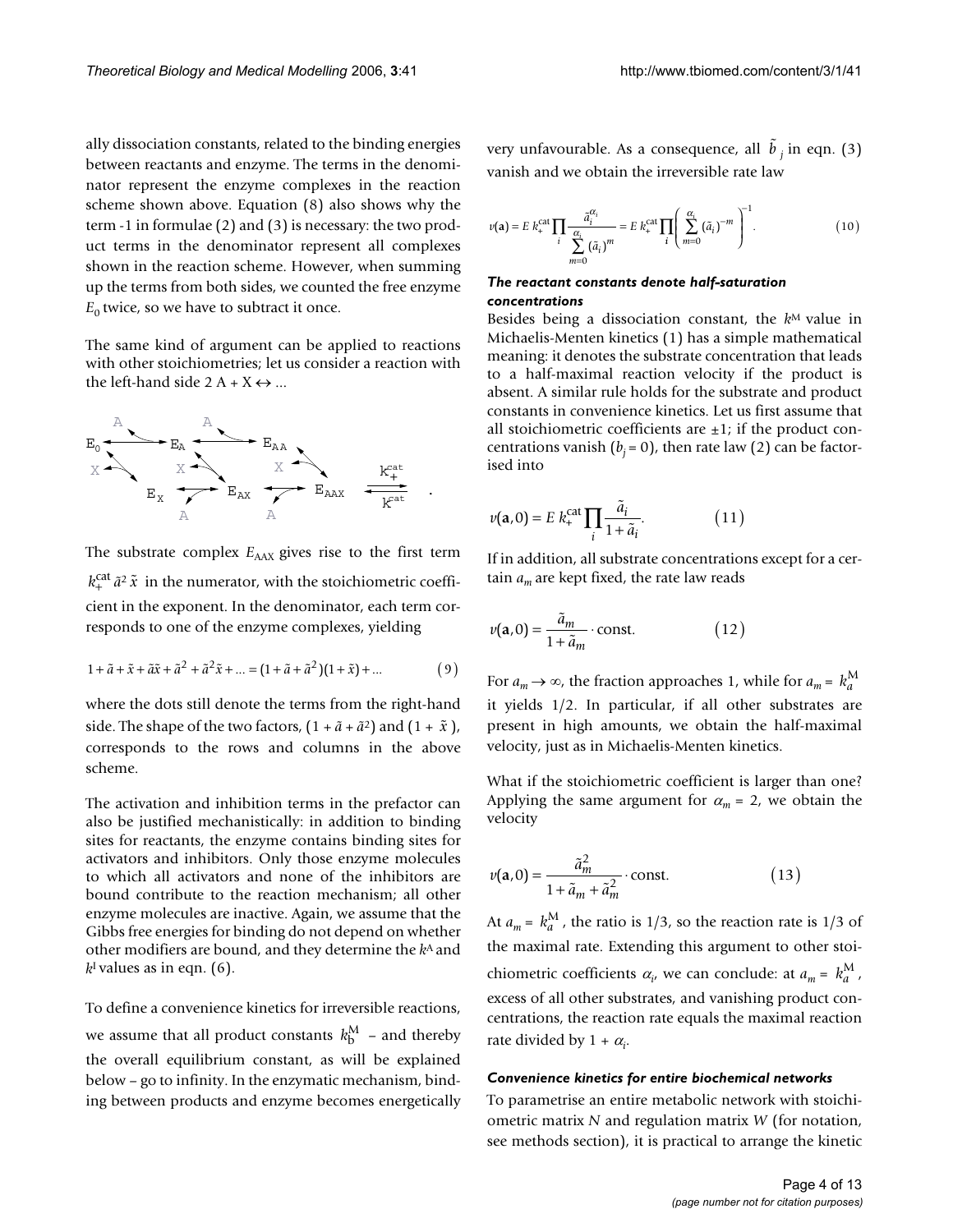ally dissociation constants, related to the binding energies between reactants and enzyme. The terms in the denominator represent the enzyme complexes in the reaction scheme shown above. Equation (8) also shows why the term -1 in formulae (2) and (3) is necessary: the two product terms in the denominator represent all complexes shown in the reaction scheme. However, when summing up the terms from both sides, we counted the free enzyme $E_0$ twice, so we have to subtract it once.

The same kind of argument can be applied to reactions with other stoichiometries; let us consider a reaction with the left-hand side $2\,A + X \leftrightarrow \ldots$

```
        A              A
E0 <---------> EA <---------> EAA
 X                X               X
     EX  <-------> EAX <-------> EAAX   <== k+cat / k-cat ==>  .
               A             A
```

The substrate complex $E_{AAX}$ gives rise to the first term $k_{+}^{\mathrm{cat}}\,\tilde{a}^2\,\tilde{x}$ in the numerator, with the stoichiometric coefficient in the exponent. In the denominator, each term corresponds to one of the enzyme complexes, yielding

$$1 + \tilde{a} + \tilde{x} + \tilde{a}\tilde{x} + \tilde{a}^2 + \tilde{a}^2\tilde{x} + \ldots = (1 + \tilde{a} + \tilde{a}^2)(1 + \tilde{x}) + \ldots \qquad (9)$$

where the dots still denote the terms from the right-hand side. The shape of the two factors, $(1 + \tilde{a} + \tilde{a}^2)$ and $(1 + \tilde{x})$, corresponds to the rows and columns in the above scheme.

The activation and inhibition terms in the prefactor can also be justified mechanistically: in addition to binding sites for reactants, the enzyme contains binding sites for activators and inhibitors. Only those enzyme molecules to which all activators and none of the inhibitors are bound contribute to the reaction mechanism; all other enzyme molecules are inactive. Again, we assume that the Gibbs free energies for binding do not depend on whether other modifiers are bound, and they determine the $k^{\mathrm{A}}$ and $k^{\mathrm{I}}$ values as in eqn. (6).

To define a convenience kinetics for irreversible reactions, we assume that all product constants $k_{\mathrm{b}}^{\mathrm{M}}$ – and thereby the overall equilibrium constant, as will be explained below – go to infinity. In the enzymatic mechanism, binding between products and enzyme becomes energetically very unfavourable. As a consequence, all $\tilde{b}_j$ in eqn. (3) vanish and we obtain the irreversible rate law

$$v(\mathbf{a}) = E\,k_{+}^{\mathrm{cat}} \prod_i \frac{\tilde{a}_i^{\alpha_i}}{\sum_{m=0}^{\alpha_i} (\tilde{a}_i)^m} = E\,k_{+}^{\mathrm{cat}} \prod_i \left( \sum_{m=0}^{\alpha_i} (\tilde{a}_i)^{-m} \right)^{-1}. \qquad (10)$$

#### *The reactant constants denote half-saturation concentrations*

Besides being a dissociation constant, the $k^{\mathrm{M}}$ value in Michaelis-Menten kinetics (1) has a simple mathematical meaning: it denotes the substrate concentration that leads to a half-maximal reaction velocity if the product is absent. A similar rule holds for the substrate and product constants in convenience kinetics. Let us first assume that all stoichiometric coefficients are $\pm 1$; if the product concentrations vanish ($b_j = 0$), then rate law (2) can be factorised into

$$v(\mathbf{a}, 0) = E\,k_{+}^{\mathrm{cat}} \prod_i \frac{\tilde{a}_i}{1 + \tilde{a}_i}. \qquad (11)$$

If in addition, all substrate concentrations except for a certain $a_m$ are kept fixed, the rate law reads

$$v(\mathbf{a}, 0) = \frac{\tilde{a}_m}{1 + \tilde{a}_m} \cdot \mathrm{const.} \qquad (12)$$

For $a_m \to \infty$, the fraction approaches 1, while for $a_m = k_a^{\mathrm{M}}$ it yields 1/2. In particular, if all other substrates are present in high amounts, we obtain the half-maximal velocity, just as in Michaelis-Menten kinetics.

What if the stoichiometric coefficient is larger than one? Applying the same argument for $\alpha_m = 2$, we obtain the velocity

$$v(\mathbf{a}, 0) = \frac{\tilde{a}_m^2}{1 + \tilde{a}_m + \tilde{a}_m^2} \cdot \mathrm{const.} \qquad (13)$$

At $a_m = k_a^{\mathrm{M}}$, the ratio is 1/3, so the reaction rate is 1/3 of the maximal rate. Extending this argument to other stoichiometric coefficients $\alpha_i$, we can conclude: at $a_m = k_a^{\mathrm{M}}$, excess of all other substrates, and vanishing product concentrations, the reaction rate equals the maximal reaction rate divided by $1 + \alpha_i$.

#### *Convenience kinetics for entire biochemical networks*

To parametrise an entire metabolic network with stoichiometric matrix $N$ and regulation matrix $W$ (for notation, see methods section), it is practical to arrange the kinetic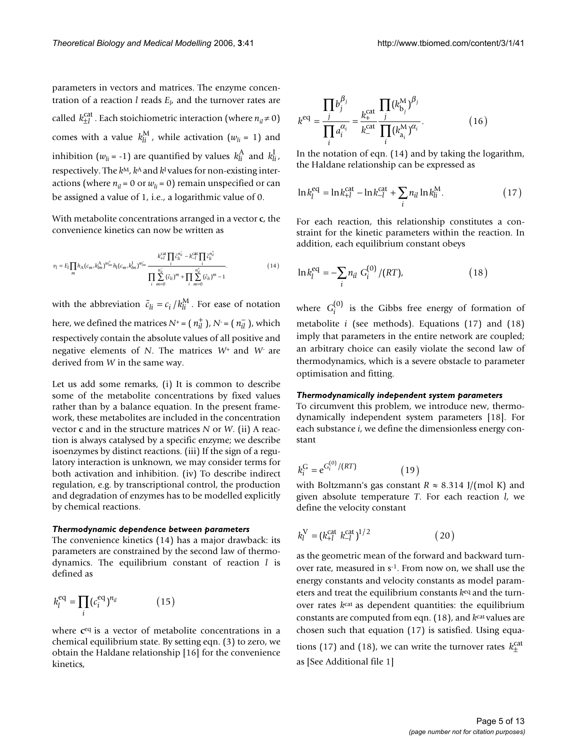parameters in vectors and matrices. The enzyme concentration of a reaction $l$ reads $E_l$, and the turnover rates are called $k_{\pm l}^{\text{cat}}$. Each stoichiometric interaction (where $n_{il} \neq 0$) comes with a value $k_{li}^{\text{M}}$, while activation ($w_{li} = 1$) and inhibition ($w_{li} = -1$) are quantified by values $k_{li}^{\text{A}}$ and $k_{li}^{\text{I}}$, respectively. The $k^{\text{M}}$, $k^{\text{A}}$ and $k^{\text{I}}$ values for non-existing interactions (where $n_{il} = 0$ or $w_{li} = 0$) remain unspecified or can be assigned a value of 1, i.e., a logarithmic value of 0.

With metabolite concentrations arranged in a vector $\mathbf{c}$, the convenience kinetics can now be written as

$$v_l = E_l \prod_m h_{\text{A}}(c_m, k_{lm}^{\text{A}})^{w_{lm}^{+}} h_{\text{I}}(c_m, k_{lm}^{\text{I}})^{w_{lm}^{-}} \frac{k_{+l}^{\text{cat}} \prod_i \tilde{c}_{li}^{n_{il}^{-}} - k_{-l}^{\text{cat}} \prod_i \tilde{c}_{li}^{n_{il}^{+}}}{\prod_i \sum_{m=0}^{n_{il}^{-}} (\tilde{c}_{li})^m + \prod_i \sum_{m=0}^{n_{il}^{+}} (\tilde{c}_{li})^m - 1}. \quad (14)$$

with the abbreviation $\tilde{c}_{li} = c_i / k_{li}^{\text{M}}$. For ease of notation here, we defined the matrices $N^+ = (n_{il}^{+})$, $N^- = (n_{il}^{-})$, which respectively contain the absolute values of all positive and negative elements of $N$. The matrices $W^+$ and $W^-$ are derived from $W$ in the same way.

Let us add some remarks, (i) It is common to describe some of the metabolite concentrations by fixed values rather than by a balance equation. In the present framework, these metabolites are included in the concentration vector $\mathbf{c}$ and in the structure matrices $N$ or $W$. (ii) A reaction is always catalysed by a specific enzyme; we describe isoenzymes by distinct reactions. (iii) If the sign of a regulatory interaction is unknown, we may consider terms for both activation and inhibition. (iv) To describe indirect regulation, e.g. by transcriptional control, the production and degradation of enzymes has to be modelled explicitly by chemical reactions.

### *Thermodynamic dependence between parameters*

The convenience kinetics (14) has a major drawback: its parameters are constrained by the second law of thermodynamics. The equilibrium constant of reaction $l$ is defined as

$$k_l^{\text{eq}} = \prod_i (c_i^{\text{eq}})^{n_{il}} \quad (15)$$

where $\mathbf{c}^{\text{eq}}$ is a vector of metabolite concentrations in a chemical equilibrium state. By setting eqn. (3) to zero, we obtain the Haldane relationship [16] for the convenience kinetics,

$$k^{\text{eq}} = \frac{\prod_j b_j^{\beta_j}}{\prod_i a_i^{\alpha_i}} = \frac{k_{+}^{\text{cat}}}{k_{-}^{\text{cat}}} \frac{\prod_j (k_{\text{b}_j}^{\text{M}})^{\beta_j}}{\prod_i (k_{\text{a}_i}^{\text{M}})^{\alpha_i}}. \quad (16)$$

In the notation of eqn. (14) and by taking the logarithm, the Haldane relationship can be expressed as

$$\ln k_l^{\text{eq}} = \ln k_{+l}^{\text{cat}} - \ln k_{-l}^{\text{cat}} + \sum_i n_{il} \ln k_{li}^{\text{M}}. \quad (17)$$

For each reaction, this relationship constitutes a constraint for the kinetic parameters within the reaction. In addition, each equilibrium constant obeys

$$\ln k_l^{\text{eq}} = -\sum_i n_{il} \; \text{G}_i^{(0)} / (RT), \quad (18)$$

where $\text{G}_i^{(0)}$ is the Gibbs free energy of formation of metabolite $i$ (see methods). Equations (17) and (18) imply that parameters in the entire network are coupled; an arbitrary choice can easily violate the second law of thermodynamics, which is a severe obstacle to parameter optimisation and fitting.

### *Thermodynamically independent system parameters*

To circumvent this problem, we introduce new, thermodynamically independent system parameters [18]. For each substance $i$, we define the dimensionless energy constant

$$k_i^{\text{G}} = \text{e}^{\text{G}_i^{(0)}/(RT)} \quad (19)$$

with Boltzmann's gas constant $R \approx 8.314$ J/(mol K) and given absolute temperature $T$. For each reaction $l$, we define the velocity constant

$$k_l^{\text{V}} = (k_{+l}^{\text{cat}} \; k_{-l}^{\text{cat}})^{1/2} \quad (20)$$

as the geometric mean of the forward and backward turnover rate, measured in $\text{s}^{-1}$. From now on, we shall use the energy constants and velocity constants as model parameters and treat the equilibrium constants $k^{\text{eq}}$ and the turnover rates $k^{\text{cat}}$ as dependent quantities: the equilibrium constants are computed from eqn. (18), and $k^{\text{cat}}$ values are chosen such that equation (17) is satisfied. Using equations (17) and (18), we can write the turnover rates $k_{\pm}^{\text{cat}}$ as [See Additional file 1]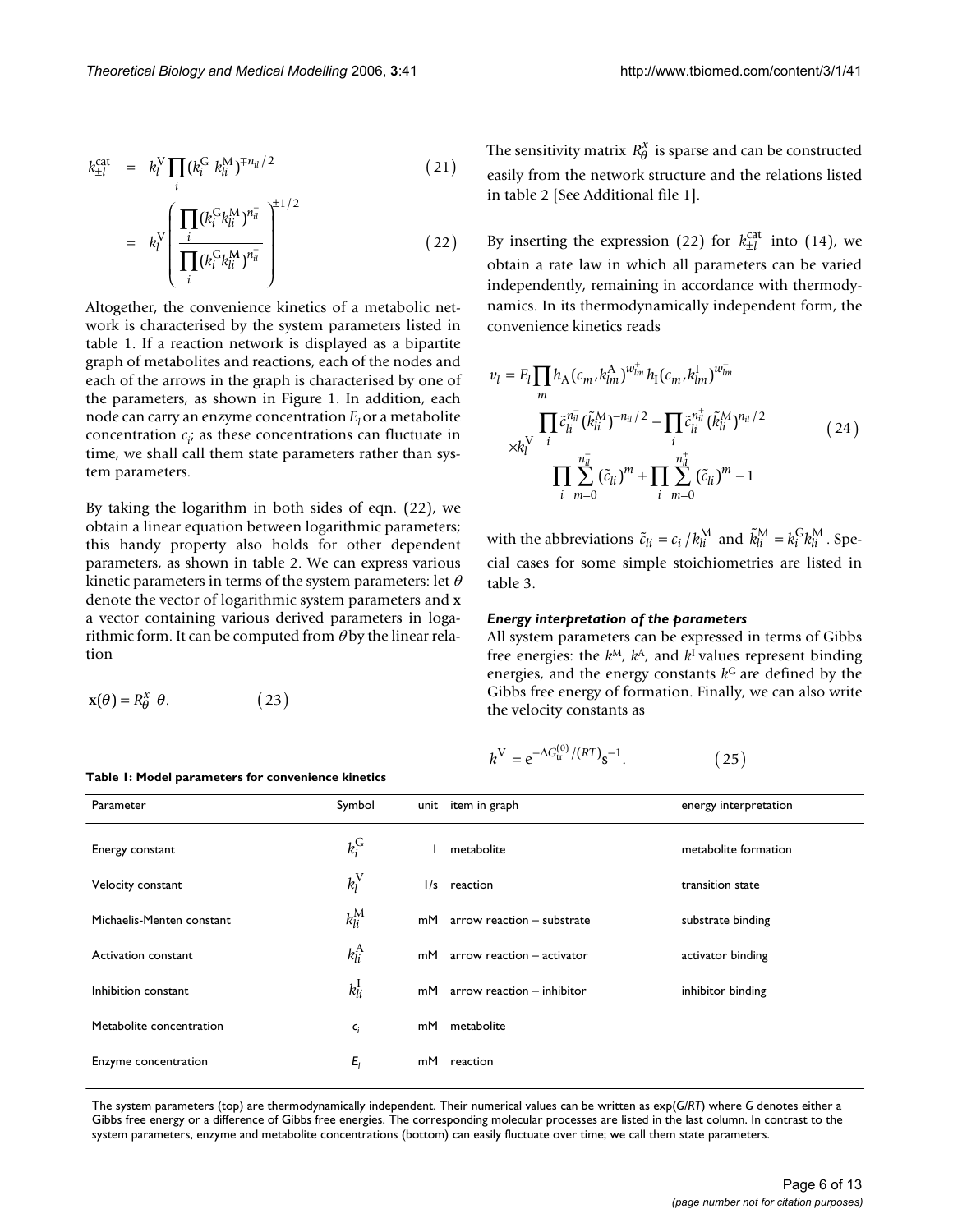$$k_{\pm l}^{\text{cat}} = k_l^{\text{V}} \prod_i (k_i^{\text{G}} \; k_{li}^{\text{M}})^{\mp n_{il}/2} \qquad (21)$$

$$= k_l^{\text{V}} \left( \frac{\prod_i (k_i^{\text{G}} k_{li}^{\text{M}})^{n_{il}^-}}{\prod_i (k_i^{\text{G}} k_{li}^{\text{M}})^{n_{il}^+}} \right)^{\pm 1/2} \qquad (22)$$

Altogether, the convenience kinetics of a metabolic network is characterised by the system parameters listed in table 1. If a reaction network is displayed as a bipartite graph of metabolites and reactions, each of the nodes and each of the arrows in the graph is characterised by one of the parameters, as shown in Figure 1. In addition, each node can carry an enzyme concentration $E_l$ or a metabolite concentration $c_i$; as these concentrations can fluctuate in time, we shall call them state parameters rather than system parameters.

By taking the logarithm in both sides of eqn. (22), we obtain a linear equation between logarithmic parameters; this handy property also holds for other dependent parameters, as shown in table 2. We can express various kinetic parameters in terms of the system parameters: let $\theta$ denote the vector of logarithmic system parameters and $\mathbf{x}$ a vector containing various derived parameters in logarithmic form. It can be computed from $\theta$ by the linear relation

$$\mathbf{x}(\theta) = R_\theta^x \; \theta. \qquad (23)$$

The sensitivity matrix $R_\theta^x$ is sparse and can be constructed easily from the network structure and the relations listed in table 2 [See Additional file 1].

By inserting the expression (22) for $k_{\pm l}^{\text{cat}}$ into (14), we obtain a rate law in which all parameters can be varied independently, remaining in accordance with thermodynamics. In its thermodynamically independent form, the convenience kinetics reads

$$v_l = E_l \prod_m h_{\text{A}}(c_m, k_{lm}^{\text{A}})^{w_{lm}^+} h_{\text{I}}(c_m, k_{lm}^{\text{I}})^{w_{lm}^-} \times k_l^{\text{V}} \frac{\prod_i \tilde{c}_{li}^{n_{il}^-} (\tilde{k}_{li}^{M})^{-n_{il}/2} - \prod_i \tilde{c}_{li}^{n_{il}^+} (\tilde{k}_{li}^{M})^{n_{il}/2}}{\prod_i \sum_{m=0}^{n_{il}^-} (\tilde{c}_{li})^m + \prod_i \sum_{m=0}^{n_{il}^+} (\tilde{c}_{li})^m - 1} \qquad (24)$$

with the abbreviations $\tilde{c}_{li} = c_i / k_{li}^{\text{M}}$ and $\tilde{k}_{li}^{\text{M}} = k_i^{\text{G}} k_{li}^{\text{M}}$. Special cases for some simple stoichiometries are listed in table 3.

### *Energy interpretation of the parameters*

All system parameters can be expressed in terms of Gibbs free energies: the $k^{\text{M}}$, $k^{\text{A}}$, and $k^{\text{I}}$ values represent binding energies, and the energy constants $k^{\text{G}}$ are defined by the Gibbs free energy of formation. Finally, we can also write the velocity constants as

$$k^{\text{V}} = \text{e}^{-\Delta G_{\text{tr}}^{(0)}/(RT)} \text{s}^{-1}. \qquad (25)$$

**Table 1: Model parameters for convenience kinetics**

| Parameter | Symbol | unit | item in graph | energy interpretation |
|---|---|---|---|---|
| Energy constant | $k_i^{\text{G}}$ | I | metabolite | metabolite formation |
| Velocity constant | $k_l^{\text{V}}$ | l/s | reaction | transition state |
| Michaelis-Menten constant | $k_{li}^{\text{M}}$ | mM | arrow reaction – substrate | substrate binding |
| Activation constant | $k_{li}^{\text{A}}$ | mM | arrow reaction – activator | activator binding |
| Inhibition constant | $k_{li}^{\text{I}}$ | mM | arrow reaction – inhibitor | inhibitor binding |
| Metabolite concentration | $c_i$ | mM | metabolite | |
| Enzyme concentration | $E_l$ | mM | reaction | |

The system parameters (top) are thermodynamically independent. Their numerical values can be written as exp(*G*/*RT*) where *G* denotes either a Gibbs free energy or a difference of Gibbs free energies. The corresponding molecular processes are listed in the last column. In contrast to the system parameters, enzyme and metabolite concentrations (bottom) can easily fluctuate over time; we call them state parameters.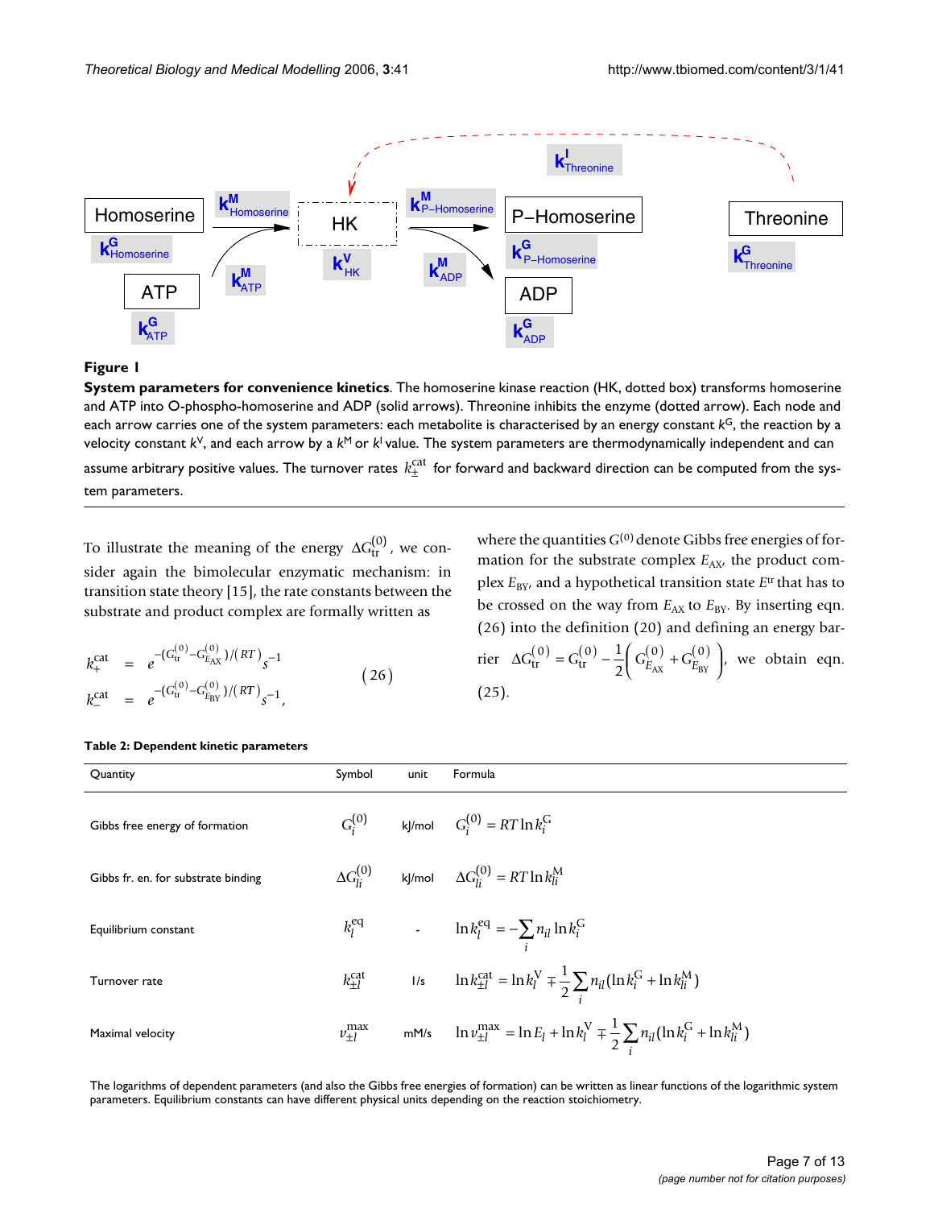Homoserine

$k^G_{Homoserine}$

$k^M_{Homoserine}$

ATP

$k^G_{ATP}$

$k^M_{ATP}$

HK

$k^V_{HK}$

$k^M_{P-Homoserine}$

$k^M_{ADP}$

$k^I_{Threonine}$

P–Homoserine

$k^G_{P-Homoserine}$

ADP

$k^G_{ADP}$

Threonine

$k^G_{Threonine}$

**Figure 1**

**System parameters for convenience kinetics**. The homoserine kinase reaction (HK, dotted box) transforms homoserine and ATP into O-phospho-homoserine and ADP (solid arrows). Threonine inhibits the enzyme (dotted arrow). Each node and each arrow carries one of the system parameters: each metabolite is characterised by an energy constant $k^G$, the reaction by a velocity constant $k^V$, and each arrow by a $k^M$ or $k^I$ value. The system parameters are thermodynamically independent and can assume arbitrary positive values. The turnover rates $k^{cat}_{\pm}$ for forward and backward direction can be computed from the system parameters.

To illustrate the meaning of the energy $\Delta G^{(0)}_{tr}$, we consider again the bimolecular enzymatic mechanism: in transition state theory [15], the rate constants between the substrate and product complex are formally written as

$$
\begin{aligned}
k^{cat}_{+} &= e^{-(G^{(0)}_{tr} - G^{(0)}_{E_{AX}})/(RT)} s^{-1} \\
k^{cat}_{-} &= e^{-(G^{(0)}_{tr} - G^{(0)}_{E_{BY}})/(RT)} s^{-1},
\end{aligned}
\qquad (26)
$$

where the quantities $G^{(0)}$ denote Gibbs free energies of formation for the substrate complex $E_{AX}$, the product complex $E_{BY}$, and a hypothetical transition state $E^{tr}$ that has to be crossed on the way from $E_{AX}$ to $E_{BY}$. By inserting eqn. (26) into the definition (20) and defining an energy barrier $\Delta G^{(0)}_{tr} = G^{(0)}_{tr} - \frac{1}{2}\left(G^{(0)}_{E_{AX}} + G^{(0)}_{E_{BY}}\right)$, we obtain eqn. (25).

**Table 2: Dependent kinetic parameters**

| Quantity | Symbol | unit | Formula |
|---|---|---|---|
| Gibbs free energy of formation | $G^{(0)}_i$ | kJ/mol | $G^{(0)}_i = RT \ln k^G_i$ |
| Gibbs fr. en. for substrate binding | $\Delta G^{(0)}_{li}$ | kJ/mol | $\Delta G^{(0)}_{li} = RT \ln k^M_{li}$ |
| Equilibrium constant | $k^{eq}_l$ | - | $\ln k^{eq}_l = -\sum_i n_{il} \ln k^G_i$ |
| Turnover rate | $k^{cat}_{\pm l}$ | l/s | $\ln k^{cat}_{\pm l} = \ln k^V_l \mp \frac{1}{2} \sum_i n_{il}(\ln k^G_i + \ln k^M_{li})$ |
| Maximal velocity | $v^{max}_{\pm l}$ | mM/s | $\ln v^{max}_{\pm l} = \ln E_l + \ln k^V_l \mp \frac{1}{2} \sum_i n_{il}(\ln k^G_i + \ln k^M_{li})$ |

The logarithms of dependent parameters (and also the Gibbs free energies of formation) can be written as linear functions of the logarithmic system parameters. Equilibrium constants can have different physical units depending on the reaction stoichiometry.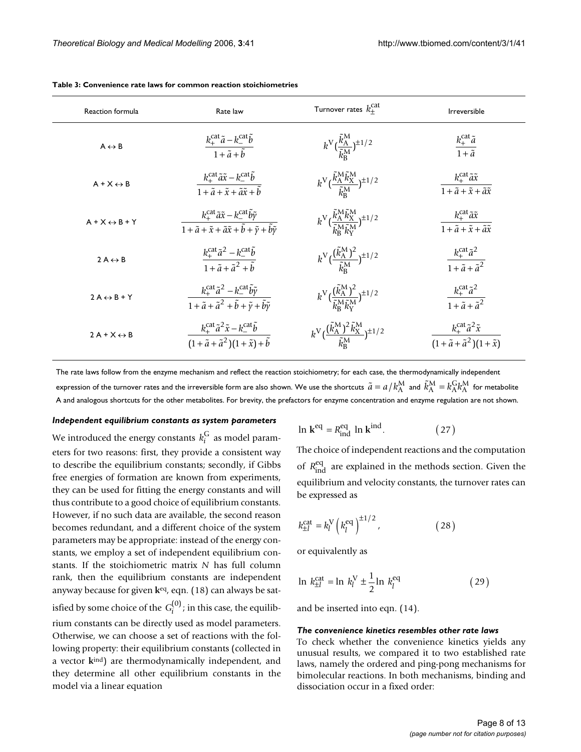**Table 3: Convenience rate laws for common reaction stoichiometries**

| Reaction formula | Rate law | Turnover rates $k_{\pm}^{\mathrm{cat}}$ | Irreversible |
|---|---|---|---|
| A ↔ B | $\dfrac{k_+^{\mathrm{cat}}\tilde{a} - k_-^{\mathrm{cat}}\tilde{b}}{1+\tilde{a}+\tilde{b}}$ | $k^{\mathrm{V}}(\dfrac{\tilde{k}_{\mathrm{A}}^{\mathrm{M}}}{\tilde{k}_{\mathrm{B}}^{\mathrm{M}}})^{\pm 1/2}$ | $\dfrac{k_+^{\mathrm{cat}}\tilde{a}}{1+\tilde{a}}$ |
| A + X ↔ B | $\dfrac{k_+^{\mathrm{cat}}\tilde{a}\tilde{x} - k_-^{\mathrm{cat}}\tilde{b}}{1+\tilde{a}+\tilde{x}+\tilde{a}\tilde{x}+\tilde{b}}$ | $k^{\mathrm{V}}(\dfrac{\tilde{k}_{\mathrm{A}}^{\mathrm{M}}\tilde{k}_{\mathrm{X}}^{\mathrm{M}}}{\tilde{k}_{\mathrm{B}}^{\mathrm{M}}})^{\pm 1/2}$ | $\dfrac{k_+^{\mathrm{cat}}\tilde{a}\tilde{x}}{1+\tilde{a}+\tilde{x}+\tilde{a}\tilde{x}}$ |
| A + X ↔ B + Y | $\dfrac{k_+^{\mathrm{cat}}\tilde{a}\tilde{x} - k_-^{\mathrm{cat}}\tilde{b}\tilde{y}}{1+\tilde{a}+\tilde{x}+\tilde{a}\tilde{x}+\tilde{b}+\tilde{y}+\tilde{b}\tilde{y}}$ | $k^{\mathrm{V}}(\dfrac{\tilde{k}_{\mathrm{A}}^{\mathrm{M}}\tilde{k}_{\mathrm{X}}^{\mathrm{M}}}{\tilde{k}_{\mathrm{B}}^{\mathrm{M}}\tilde{k}_{\mathrm{Y}}^{\mathrm{M}}})^{\pm 1/2}$ | $\dfrac{k_+^{\mathrm{cat}}\tilde{a}\tilde{x}}{1+\tilde{a}+\tilde{x}+\tilde{a}\tilde{x}}$ |
| 2 A ↔ B | $\dfrac{k_+^{\mathrm{cat}}\tilde{a}^2 - k_-^{\mathrm{cat}}\tilde{b}}{1+\tilde{a}+\tilde{a}^2+\tilde{b}}$ | $k^{\mathrm{V}}(\dfrac{(\tilde{k}_{\mathrm{A}}^{\mathrm{M}})^2}{\tilde{k}_{\mathrm{B}}^{\mathrm{M}}})^{\pm 1/2}$ | $\dfrac{k_+^{\mathrm{cat}}\tilde{a}^2}{1+\tilde{a}+\tilde{a}^2}$ |
| 2 A ↔ B + Y | $\dfrac{k_+^{\mathrm{cat}}\tilde{a}^2 - k_-^{\mathrm{cat}}\tilde{b}\tilde{y}}{1+\tilde{a}+\tilde{a}^2+\tilde{b}+\tilde{y}+\tilde{b}\tilde{y}}$ | $k^{\mathrm{V}}(\dfrac{(\tilde{k}_{\mathrm{A}}^{\mathrm{M}})^2}{\tilde{k}_{\mathrm{B}}^{\mathrm{M}}\tilde{k}_{\mathrm{Y}}^{\mathrm{M}}})^{\pm 1/2}$ | $\dfrac{k_+^{\mathrm{cat}}\tilde{a}^2}{1+\tilde{a}+\tilde{a}^2}$ |
| 2 A + X ↔ B | $\dfrac{k_+^{\mathrm{cat}}\tilde{a}^2\tilde{x} - k_-^{\mathrm{cat}}\tilde{b}}{(1+\tilde{a}+\tilde{a}^2)(1+\tilde{x})+\tilde{b}}$ | $k^{\mathrm{V}}(\dfrac{(\tilde{k}_{\mathrm{A}}^{\mathrm{M}})^2\tilde{k}_{\mathrm{X}}^{\mathrm{M}}}{\tilde{k}_{\mathrm{B}}^{\mathrm{M}}})^{\pm 1/2}$ | $\dfrac{k_+^{\mathrm{cat}}\tilde{a}^2\tilde{x}}{(1+\tilde{a}+\tilde{a}^2)(1+\tilde{x})}$ |

The rate laws follow from the enzyme mechanism and reflect the reaction stoichiometry; for each case, the thermodynamically independent expression of the turnover rates and the irreversible form are also shown. We use the shortcuts $\tilde{a} = a/k_{\mathrm{A}}^{\mathrm{M}}$ and $\tilde{k}_{\mathrm{A}}^{\mathrm{M}} = k_{\mathrm{A}}^{\mathrm{G}}k_{\mathrm{A}}^{\mathrm{M}}$ for metabolite A and analogous shortcuts for the other metabolites. For brevity, the prefactors for enzyme concentration and enzyme regulation are not shown.

### *Independent equilibrium constants as system parameters*

We introduced the energy constants $k_i^{\mathrm{G}}$ as model parameters for two reasons: first, they provide a consistent way to describe the equilibrium constants; secondly, if Gibbs free energies of formation are known from experiments, they can be used for fitting the energy constants and will thus contribute to a good choice of equilibrium constants. However, if no such data are available, the second reason becomes redundant, and a different choice of the system parameters may be appropriate: instead of the energy constants, we employ a set of independent equilibrium constants. If the stoichiometric matrix $N$ has full column rank, then the equilibrium constants are independent anyway because for given $\mathbf{k}^{\mathrm{eq}}$, eqn. (18) can always be satisfied by some choice of the $G_i^{(0)}$; in this case, the equilibrium constants can be directly used as model parameters. Otherwise, we can choose a set of reactions with the following property: their equilibrium constants (collected in a vector $\mathbf{k}^{\mathrm{ind}}$) are thermodynamically independent, and they determine all other equilibrium constants in the model via a linear equation

$$\ln \mathbf{k}^{\mathrm{eq}} = R_{\mathrm{ind}}^{\mathrm{eq}} \ln \mathbf{k}^{\mathrm{ind}}. \qquad (27)$$

The choice of independent reactions and the computation of $R_{\mathrm{ind}}^{\mathrm{eq}}$ are explained in the methods section. Given the equilibrium and velocity constants, the turnover rates can be expressed as

$$k_{\pm l}^{\mathrm{cat}} = k_l^{\mathrm{V}}\left(k_l^{\mathrm{eq}}\right)^{\pm 1/2}, \qquad (28)$$

or equivalently as

$$\ln k_{\pm l}^{\mathrm{cat}} = \ln k_l^{\mathrm{V}} \pm \frac{1}{2}\ln k_l^{\mathrm{eq}} \qquad (29)$$

and be inserted into eqn. (14).

### *The convenience kinetics resembles other rate laws*

To check whether the convenience kinetics yields any unusual results, we compared it to two established rate laws, namely the ordered and ping-pong mechanisms for bimolecular reactions. In both mechanisms, binding and dissociation occur in a fixed order: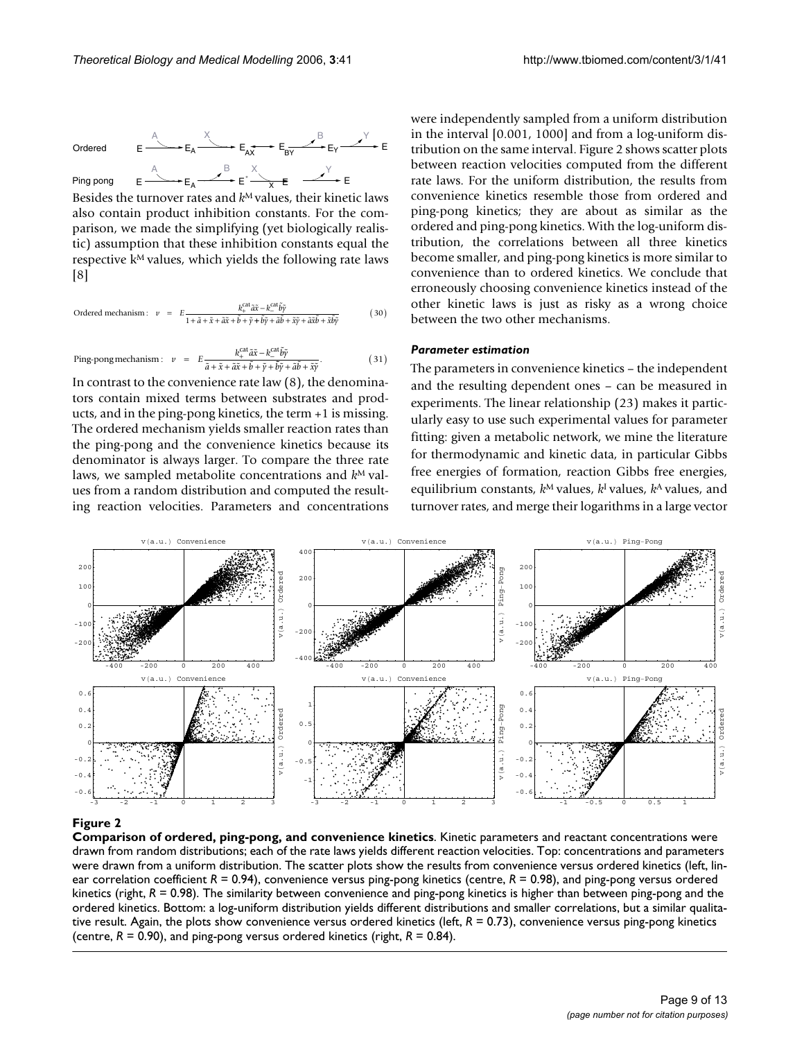Ordered: E →(A) $E_A$ →(X) $E_{AX}$ ⇌ $E_{BY}$ →(B) $E_Y$ →(Y) E

Ping pong: E →(A) $E_A$ →(B) $E^*$ →(X) E →(Y) E

Besides the turnover rates and $k^M$ values, their kinetic laws also contain product inhibition constants. For the comparison, we made the simplifying (yet biologically realistic) assumption that these inhibition constants equal the respective $k^M$ values, which yields the following rate laws [8]

$$\text{Ordered mechanism}: \quad v = E \frac{k_+^{\text{cat}} \tilde{a}\tilde{x} - k_-^{\text{cat}} \tilde{b}\tilde{y}}{1 + \tilde{a} + \tilde{x} + \tilde{a}\tilde{x} + \tilde{b} + \tilde{y} + \tilde{b}\tilde{y} + \tilde{a}\tilde{b} + \tilde{x}\tilde{y} + \tilde{a}\tilde{x}\tilde{b} + \tilde{x}\tilde{b}\tilde{y}} \tag{30}$$

$$\text{Ping-pong mechanism}: \quad v = E \frac{k_+^{\text{cat}} \tilde{a}\tilde{x} - k_-^{\text{cat}} \tilde{b}\tilde{y}}{\tilde{a} + \tilde{x} + \tilde{a}\tilde{x} + \tilde{b} + \tilde{y} + \tilde{b}\tilde{y} + \tilde{a}\tilde{b} + \tilde{x}\tilde{y}}. \tag{31}$$

In contrast to the convenience rate law (8), the denominators contain mixed terms between substrates and products, and in the ping-pong kinetics, the term +1 is missing. The ordered mechanism yields smaller reaction rates than the ping-pong and the convenience kinetics because its denominator is always larger. To compare the three rate laws, we sampled metabolite concentrations and $k^M$ values from a random distribution and computed the resulting reaction velocities. Parameters and concentrations were independently sampled from a uniform distribution in the interval [0.001, 1000] and from a log-uniform distribution on the same interval. Figure 2 shows scatter plots between reaction velocities computed from the different rate laws. For the uniform distribution, the results from convenience kinetics resemble those from ordered and ping-pong kinetics; they are about as similar as the ordered and ping-pong kinetics. With the log-uniform distribution, the correlations between all three kinetics become smaller, and ping-pong kinetics is more similar to convenience than to ordered kinetics. We conclude that erroneously choosing convenience kinetics instead of the other kinetic laws is just as risky as a wrong choice between the two other mechanisms.

### *Parameter estimation*

The parameters in convenience kinetics – the independent and the resulting dependent ones – can be measured in experiments. The linear relationship (23) makes it particularly easy to use such experimental values for parameter fitting: given a metabolic network, we mine the literature for thermodynamic and kinetic data, in particular Gibbs free energies of formation, reaction Gibbs free energies, equilibrium constants, $k^M$ values, $k^I$ values, $k^A$ values, and turnover rates, and merge their logarithms in a large vector

v(a.u.) Convenience
v(a.u.) Ordered
v(a.u.) Ping-Pong

**Figure 2**

**Comparison of ordered, ping-pong, and convenience kinetics**. Kinetic parameters and reactant concentrations were drawn from random distributions; each of the rate laws yields different reaction velocities. Top: concentrations and parameters were drawn from a uniform distribution. The scatter plots show the results from convenience versus ordered kinetics (left, linear correlation coefficient $R$ = 0.94), convenience versus ping-pong kinetics (centre, $R$ = 0.98), and ping-pong versus ordered kinetics (right, $R$ = 0.98). The similarity between convenience and ping-pong kinetics is higher than between ping-pong and the ordered kinetics. Bottom: a log-uniform distribution yields different distributions and smaller correlations, but a similar qualitative result. Again, the plots show convenience versus ordered kinetics (left, $R$ = 0.73), convenience versus ping-pong kinetics (centre, $R$ = 0.90), and ping-pong versus ordered kinetics (right, $R$ = 0.84).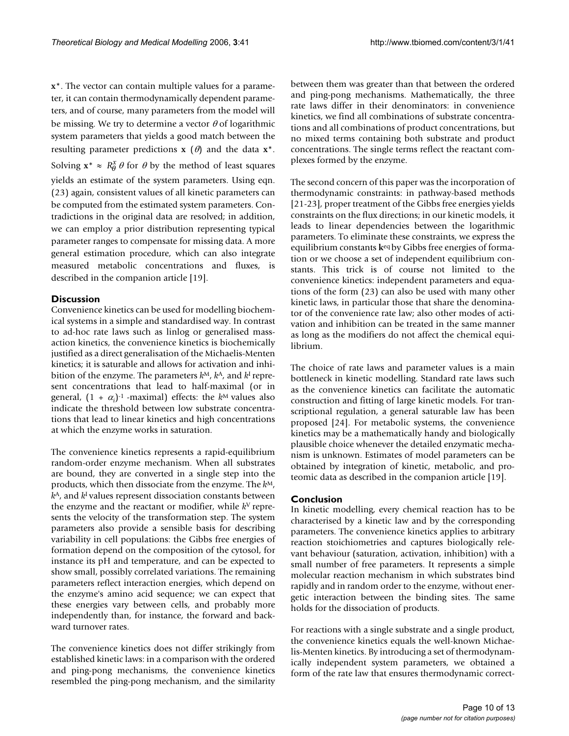$\mathbf{x}^*$. The vector can contain multiple values for a parameter, it can contain thermodynamically dependent parameters, and of course, many parameters from the model will be missing. We try to determine a vector $\theta$ of logarithmic system parameters that yields a good match between the resulting parameter predictions $\mathbf{x}$ ($\theta$) and the data $\mathbf{x}^*$. Solving $\mathbf{x}^* \approx R_\theta^x \theta$ for $\theta$ by the method of least squares yields an estimate of the system parameters. Using eqn. (23) again, consistent values of all kinetic parameters can be computed from the estimated system parameters. Contradictions in the original data are resolved; in addition, we can employ a prior distribution representing typical parameter ranges to compensate for missing data. A more general estimation procedure, which can also integrate measured metabolic concentrations and fluxes, is described in the companion article [19].

## Discussion

Convenience kinetics can be used for modelling biochemical systems in a simple and standardised way. In contrast to ad-hoc rate laws such as linlog or generalised mass-action kinetics, the convenience kinetics is biochemically justified as a direct generalisation of the Michaelis-Menten kinetics; it is saturable and allows for activation and inhibition of the enzyme. The parameters $k^{\mathrm{M}}$, $k^{\mathrm{A}}$, and $k^{\mathrm{I}}$ represent concentrations that lead to half-maximal (or in general, $(1 + \alpha_i)^{-1}$ -maximal) effects: the $k^{\mathrm{M}}$ values also indicate the threshold between low substrate concentrations that lead to linear kinetics and high concentrations at which the enzyme works in saturation.

The convenience kinetics represents a rapid-equilibrium random-order enzyme mechanism. When all substrates are bound, they are converted in a single step into the products, which then dissociate from the enzyme. The $k^{\mathrm{M}}$, $k^{\mathrm{A}}$, and $k^{\mathrm{I}}$ values represent dissociation constants between the enzyme and the reactant or modifier, while $k^{\mathrm{V}}$ represents the velocity of the transformation step. The system parameters also provide a sensible basis for describing variability in cell populations: the Gibbs free energies of formation depend on the composition of the cytosol, for instance its pH and temperature, and can be expected to show small, possibly correlated variations. The remaining parameters reflect interaction energies, which depend on the enzyme's amino acid sequence; we can expect that these energies vary between cells, and probably more independently than, for instance, the forward and backward turnover rates.

The convenience kinetics does not differ strikingly from established kinetic laws: in a comparison with the ordered and ping-pong mechanisms, the convenience kinetics resembled the ping-pong mechanism, and the similarity between them was greater than that between the ordered and ping-pong mechanisms. Mathematically, the three rate laws differ in their denominators: in convenience kinetics, we find all combinations of substrate concentrations and all combinations of product concentrations, but no mixed terms containing both substrate and product concentrations. The single terms reflect the reactant complexes formed by the enzyme.

The second concern of this paper was the incorporation of thermodynamic constraints: in pathway-based methods [21-23], proper treatment of the Gibbs free energies yields constraints on the flux directions; in our kinetic models, it leads to linear dependencies between the logarithmic parameters. To eliminate these constraints, we express the equilibrium constants $\mathbf{k}^{\mathrm{eq}}$ by Gibbs free energies of formation or we choose a set of independent equilibrium constants. This trick is of course not limited to the convenience kinetics: independent parameters and equations of the form (23) can also be used with many other kinetic laws, in particular those that share the denominator of the convenience rate law; also other modes of activation and inhibition can be treated in the same manner as long as the modifiers do not affect the chemical equilibrium.

The choice of rate laws and parameter values is a main bottleneck in kinetic modelling. Standard rate laws such as the convenience kinetics can facilitate the automatic construction and fitting of large kinetic models. For transcriptional regulation, a general saturable law has been proposed [24]. For metabolic systems, the convenience kinetics may be a mathematically handy and biologically plausible choice whenever the detailed enzymatic mechanism is unknown. Estimates of model parameters can be obtained by integration of kinetic, metabolic, and proteomic data as described in the companion article [19].

## Conclusion

In kinetic modelling, every chemical reaction has to be characterised by a kinetic law and by the corresponding parameters. The convenience kinetics applies to arbitrary reaction stoichiometries and captures biologically relevant behaviour (saturation, activation, inhibition) with a small number of free parameters. It represents a simple molecular reaction mechanism in which substrates bind rapidly and in random order to the enzyme, without energetic interaction between the binding sites. The same holds for the dissociation of products.

For reactions with a single substrate and a single product, the convenience kinetics equals the well-known Michaelis-Menten kinetics. By introducing a set of thermodynamically independent system parameters, we obtained a form of the rate law that ensures thermodynamic correct-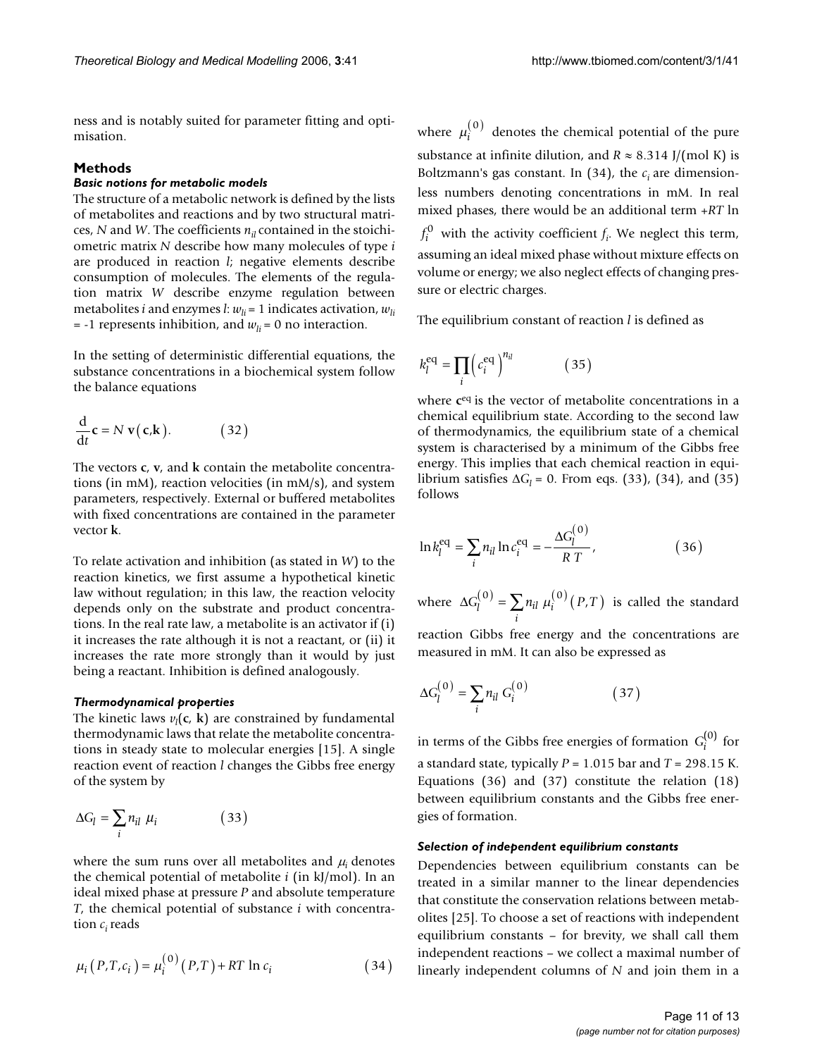ness and is notably suited for parameter fitting and optimisation.

## Methods

### *Basic notions for metabolic models*

The structure of a metabolic network is defined by the lists of metabolites and reactions and by two structural matrices, $N$ and $W$. The coefficients $n_{il}$ contained in the stoichiometric matrix $N$ describe how many molecules of type $i$ are produced in reaction $l$; negative elements describe consumption of molecules. The elements of the regulation matrix $W$ describe enzyme regulation between metabolites $i$ and enzymes $l$: $w_{li} = 1$ indicates activation, $w_{li} = -1$ represents inhibition, and $w_{li} = 0$ no interaction.

In the setting of deterministic differential equations, the substance concentrations in a biochemical system follow the balance equations

$$\frac{\mathrm{d}}{\mathrm{d}t}\mathbf{c} = N\,\mathbf{v}(\mathbf{c},\mathbf{k}). \qquad (32)$$

The vectors $\mathbf{c}$, $\mathbf{v}$, and $\mathbf{k}$ contain the metabolite concentrations (in mM), reaction velocities (in mM/s), and system parameters, respectively. External or buffered metabolites with fixed concentrations are contained in the parameter vector $\mathbf{k}$.

To relate activation and inhibition (as stated in $W$) to the reaction kinetics, we first assume a hypothetical kinetic law without regulation; in this law, the reaction velocity depends only on the substrate and product concentrations. In the real rate law, a metabolite is an activator if (i) it increases the rate although it is not a reactant, or (ii) it increases the rate more strongly than it would by just being a reactant. Inhibition is defined analogously.

### *Thermodynamical properties*

The kinetic laws $v_l(\mathbf{c}, \mathbf{k})$ are constrained by fundamental thermodynamic laws that relate the metabolite concentrations in steady state to molecular energies [15]. A single reaction event of reaction $l$ changes the Gibbs free energy of the system by

$$\Delta G_l = \sum_i n_{il}\,\mu_i \qquad (33)$$

where the sum runs over all metabolites and $\mu_i$ denotes the chemical potential of metabolite $i$ (in kJ/mol). In an ideal mixed phase at pressure $P$ and absolute temperature $T$, the chemical potential of substance $i$ with concentration $c_i$ reads

$$\mu_i(P,T,c_i) = \mu_i^{(0)}(P,T) + RT\,\ln c_i \qquad (34)$$

where $\mu_i^{(0)}$ denotes the chemical potential of the pure substance at infinite dilution, and $R \approx 8.314$ J/(mol K) is Boltzmann's gas constant. In (34), the $c_i$ are dimensionless numbers denoting concentrations in mM. In real mixed phases, there would be an additional term $+RT\ln f_i^0$ with the activity coefficient $f_i$. We neglect this term, assuming an ideal mixed phase without mixture effects on volume or energy; we also neglect effects of changing pressure or electric charges.

The equilibrium constant of reaction $l$ is defined as

$$k_l^{\mathrm{eq}} = \prod_i \left(c_i^{\mathrm{eq}}\right)^{n_{il}} \qquad (35)$$

where $\mathbf{c}^{\mathrm{eq}}$ is the vector of metabolite concentrations in a chemical equilibrium state. According to the second law of thermodynamics, the equilibrium state of a chemical system is characterised by a minimum of the Gibbs free energy. This implies that each chemical reaction in equilibrium satisfies $\Delta G_l = 0$. From eqs. (33), (34), and (35) follows

$$\ln k_l^{\mathrm{eq}} = \sum_i n_{il} \ln c_i^{\mathrm{eq}} = -\frac{\Delta G_l^{(0)}}{R\,T}, \qquad (36)$$

where $\Delta G_l^{(0)} = \sum_i n_{il}\,\mu_i^{(0)}(P,T)$ is called the standard reaction Gibbs free energy and the concentrations are measured in mM. It can also be expressed as

$$\Delta G_l^{(0)} = \sum_i n_{il}\,G_i^{(0)} \qquad (37)$$

in terms of the Gibbs free energies of formation $G_i^{(0)}$ for a standard state, typically $P = 1.015$ bar and $T = 298.15$ K. Equations (36) and (37) constitute the relation (18) between equilibrium constants and the Gibbs free energies of formation.

### *Selection of independent equilibrium constants*

Dependencies between equilibrium constants can be treated in a similar manner to the linear dependencies that constitute the conservation relations between metabolites [25]. To choose a set of reactions with independent equilibrium constants – for brevity, we shall call them independent reactions – we collect a maximal number of linearly independent columns of $N$ and join them in a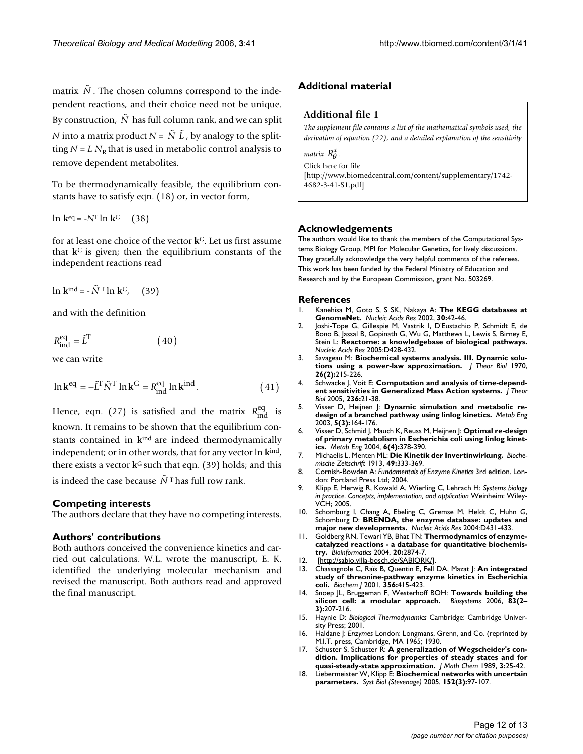matrix $\tilde{N}$. The chosen columns correspond to the independent reactions, and their choice need not be unique. By construction, $\tilde{N}$ has full column rank, and we can split $N$ into a matrix product $N = \tilde{N}\,\tilde{L}$, by analogy to the splitting $N = L\,N_R$ that is used in metabolic control analysis to remove dependent metabolites.

To be thermodynamically feasible, the equilibrium constants have to satisfy eqn. (18) or, in vector form,

$$\ln \mathbf{k}^{\mathrm{eq}} = -N^{\mathrm{T}} \ln \mathbf{k}^{\mathrm{G}} \quad (38)$$

for at least one choice of the vector $\mathbf{k}^{\mathrm{G}}$. Let us first assume that $\mathbf{k}^{\mathrm{G}}$ is given; then the equilibrium constants of the independent reactions read

$$\ln \mathbf{k}^{\mathrm{ind}} = -\tilde{N}^{\mathrm{T}} \ln \mathbf{k}^{\mathrm{G}}, \quad (39)$$

and with the definition

$$R_{\mathrm{ind}}^{\mathrm{eq}} = \tilde{L}^{\mathrm{T}} \quad (40)$$

we can write

$$\ln \mathbf{k}^{\mathrm{eq}} = -\tilde{L}^{\mathrm{T}} \tilde{N}^{\mathrm{T}} \ln \mathbf{k}^{\mathrm{G}} = R_{\mathrm{ind}}^{\mathrm{eq}} \ln \mathbf{k}^{\mathrm{ind}}. \quad (41)$$

Hence, eqn. (27) is satisfied and the matrix $R_{\mathrm{ind}}^{\mathrm{eq}}$ is known. It remains to be shown that the equilibrium constants contained in $\mathbf{k}^{\mathrm{ind}}$ are indeed thermodynamically independent; or in other words, that for any vector $\ln \mathbf{k}^{\mathrm{ind}}$, there exists a vector $\mathbf{k}^{\mathrm{G}}$ such that eqn. (39) holds; and this is indeed the case because $\tilde{N}^{\mathrm{T}}$ has full row rank.

## Competing interests

The authors declare that they have no competing interests.

## Authors' contributions

Both authors conceived the convenience kinetics and carried out calculations. W.L. wrote the manuscript, E. K. identified the underlying molecular mechanism and revised the manuscript. Both authors read and approved the final manuscript.

## Additional material

### Additional file 1

*The supplement file contains a list of the mathematical symbols used, the derivation of equation (22), and a detailed explanation of the sensitivity matrix* $R_{\theta}^{x}$.

Click here for file

[http://www.biomedcentral.com/content/supplementary/1742-4682-3-41-S1.pdf]

## Acknowledgements

The authors would like to thank the members of the Computational Systems Biology Group, MPI for Molecular Genetics, for lively discussions. They gratefully acknowledge the very helpful comments of the referees. This work has been funded by the Federal Ministry of Education and Research and by the European Commission, grant No. 503269.

## References

1. Kanehisa M, Goto S, S SK, Nakaya A: **The KEGG databases at GenomeNet.** *Nucleic Acids Res* 2002, **30:**42-46.
2. Joshi-Tope G, Gillespie M, Vastrik I, D'Eustachio P, Schmidt E, de Bono B, Jassal B, Gopinath G, Wu G, Matthews L, Lewis S, Birney E, Stein L: **Reactome: a knowledgebase of biological pathways.** *Nucleic Acids Res* 2005:D428-432.
3. Savageau M: **Biochemical systems analysis. III. Dynamic solutions using a power-law approximation.** *J Theor Biol* 1970, **26(2):**215-226.
4. Schwacke J, Voit E: **Computation and analysis of time-dependent sensitivities in Generalized Mass Action systems.** *J Theor Biol* 2005, **236:**21-38.
5. Visser D, Heijnen J: **Dynamic simulation and metabolic redesign of a branched pathway using linlog kinetics.** *Metab Eng* 2003, **5(3):**164-176.
6. Visser D, Schmid J, Mauch K, Reuss M, Heijnen J: **Optimal re-design of primary metabolism in Escherichia coli using linlog kinetics.** *Metab Eng* 2004, **6(4):**378-390.
7. Michaelis L, Menten ML: **Die Kinetik der Invertinwirkung.** *Biochemische Zeitschrift* 1913, **49:**333-369.
8. Cornish-Bowden A: *Fundamentals of Enzyme Kinetics* 3rd edition. London: Portland Press Ltd; 2004.
9. Klipp E, Herwig R, Kowald A, Wierling C, Lehrach H: *Systems biology in practice. Concepts, implementation, and application* Weinheim: Wiley-VCH; 2005.
10. Schomburg I, Chang A, Ebeling C, Gremse M, Heldt C, Huhn G, Schomburg D: **BRENDA, the enzyme database: updates and major new developments.** *Nucleic Acids Res* 2004:D431-433.
11. Goldberg RN, Tewari YB, Bhat TN: **Thermodynamics of enzyme-catalyzed reactions - a database for quantitative biochemistry.** *Bioinformatics* 2004, **20:**2874-7.
12. [http://sabio.villa-bosch.de/SABIORK/].
13. Chassagnole C, Raïs B, Quentin E, Fell DA, Mazat J: **An integrated study of threonine-pathway enzyme kinetics in Escherichia coli.** *Biochem J* 2001, **356:**415-423.
14. Snoep JL, Bruggeman F, Westerhoff BOH: **Towards building the silicon cell: a modular approach.** *Biosystems* 2006, **83(2–3):**207-216.
15. Haynie D: *Biological Thermodynamics* Cambridge: Cambridge University Press; 2001.
16. Haldane J: *Enzymes* London: Longmans, Grenn, and Co. (reprinted by M.I.T. press, Cambridge, MA 1965; 1930.
17. Schuster S, Schuster R: **A generalization of Wegscheider's condition. Implications for properties of steady states and for quasi-steady-state approximation.** *J Math Chem* 1989, **3:**25-42.
18. Liebermeister W, Klipp E: **Biochemical networks with uncertain parameters.** *Syst Biol (Stevenage)* 2005, **152(3):**97-107.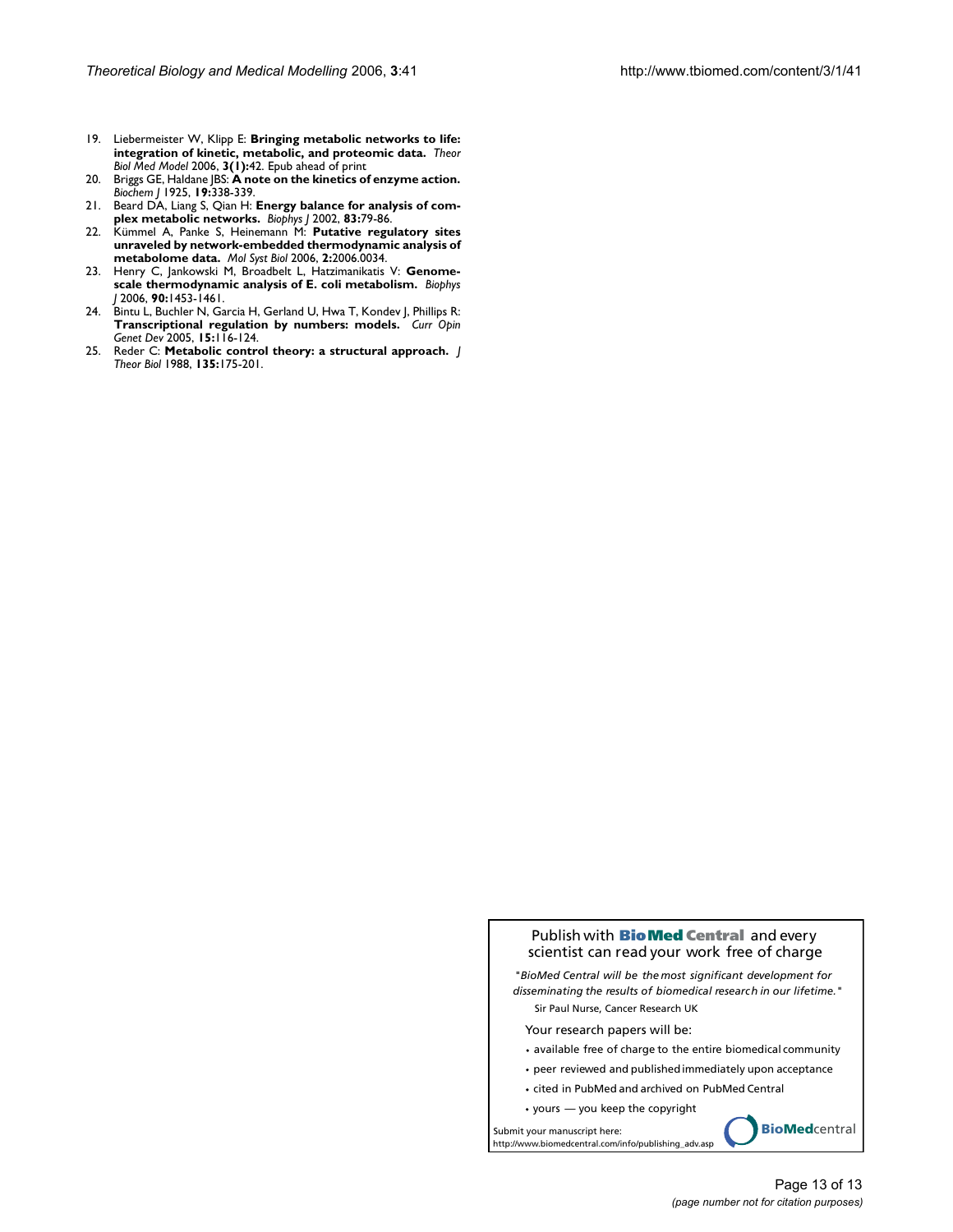19. Liebermeister W, Klipp E: **Bringing metabolic networks to life: integration of kinetic, metabolic, and proteomic data.** *Theor Biol Med Model* 2006, **3(1):**42. Epub ahead of print
20. Briggs GE, Haldane JBS: **A note on the kinetics of enzyme action.** *Biochem J* 1925, **19:**338-339.
21. Beard DA, Liang S, Qian H: **Energy balance for analysis of complex metabolic networks.** *Biophys J* 2002, **83:**79-86.
22. Kümmel A, Panke S, Heinemann M: **Putative regulatory sites unraveled by network-embedded thermodynamic analysis of metabolome data.** *Mol Syst Biol* 2006, **2:**2006.0034.
23. Henry C, Jankowski M, Broadbelt L, Hatzimanikatis V: **Genome-scale thermodynamic analysis of E. coli metabolism.** *Biophys J* 2006, **90:**1453-1461.
24. Bintu L, Buchler N, Garcia H, Gerland U, Hwa T, Kondev J, Phillips R: **Transcriptional regulation by numbers: models.** *Curr Opin Genet Dev* 2005, **15:**116-124.
25. Reder C: **Metabolic control theory: a structural approach.** *J Theor Biol* 1988, **135:**175-201.

Publish with **BioMed Central** and every scientist can read your work free of charge

*"BioMed Central will be the most significant development for disseminating the results of biomedical research in our lifetime."*
Sir Paul Nurse, Cancer Research UK

Your research papers will be:

- available free of charge to the entire biomedical community
- peer reviewed and published immediately upon acceptance
- cited in PubMed and archived on PubMed Central
- yours — you keep the copyright

Submit your manuscript here:
http://www.biomedcentral.com/info/publishing_adv.asp

**BioMed**central